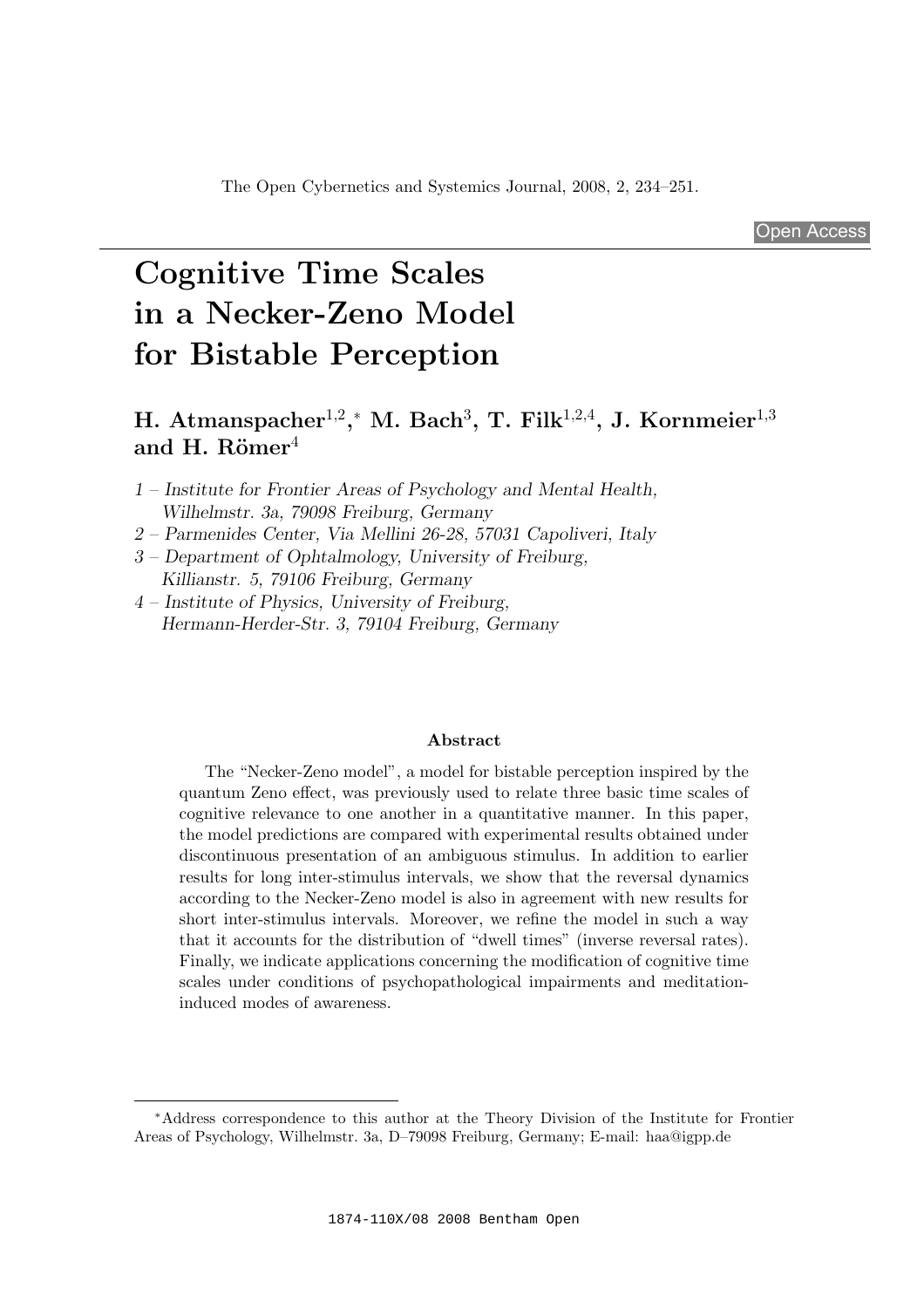Open Access

# Cognitive Time Scales in a Necker-Zeno Model for Bistable Perception

**H. Atmanspacher[1,2,*] M. Bach[3], T. Filk[1,2,4], J. Kornmeier[1,3] and H. Römer[4]**

*1 – Institute for Frontier Areas of Psychology and Mental Health, Wilhelmstr. 3a, 79098 Freiburg, Germany*

*2 – Parmenides Center, Via Mellini 26-28, 57031 Capoliveri, Italy*

*3 – Department of Ophtalmology, University of Freiburg, Killianstr. 5, 79106 Freiburg, Germany*

*4 – Institute of Physics, University of Freiburg, Hermann-Herder-Str. 3, 79104 Freiburg, Germany*

**Abstract**

The "Necker-Zeno model", a model for bistable perception inspired by the quantum Zeno effect, was previously used to relate three basic time scales of cognitive relevance to one another in a quantitative manner. In this paper, the model predictions are compared with experimental results obtained under discontinuous presentation of an ambiguous stimulus. In addition to earlier results for long inter-stimulus intervals, we show that the reversal dynamics according to the Necker-Zeno model is also in agreement with new results for short inter-stimulus intervals. Moreover, we refine the model in such a way that it accounts for the distribution of "dwell times" (inverse reversal rates). Finally, we indicate applications concerning the modification of cognitive time scales under conditions of psychopathological impairments and meditation-induced modes of awareness.

[*] Address correspondence to this author at the Theory Division of the Institute for Frontier Areas of Psychology, Wilhelmstr. 3a, D–79098 Freiburg, Germany; E-mail: haa@igpp.de

1874-110X/08 2008 Bentham Open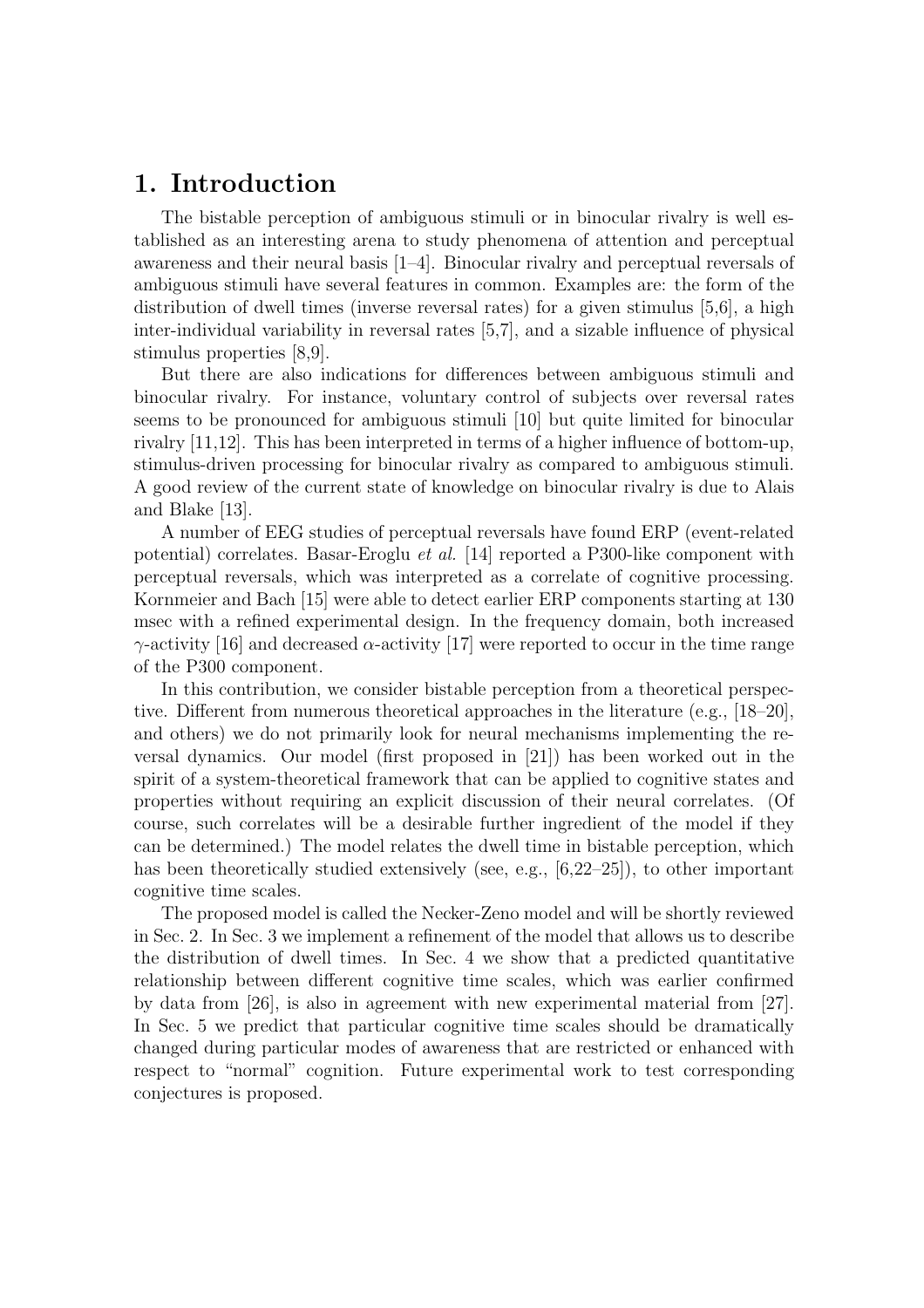## 1. Introduction

The bistable perception of ambiguous stimuli or in binocular rivalry is well established as an interesting arena to study phenomena of attention and perceptual awareness and their neural basis [1–4]. Binocular rivalry and perceptual reversals of ambiguous stimuli have several features in common. Examples are: the form of the distribution of dwell times (inverse reversal rates) for a given stimulus [5,6], a high inter-individual variability in reversal rates [5,7], and a sizable influence of physical stimulus properties [8,9].

But there are also indications for differences between ambiguous stimuli and binocular rivalry. For instance, voluntary control of subjects over reversal rates seems to be pronounced for ambiguous stimuli [10] but quite limited for binocular rivalry [11,12]. This has been interpreted in terms of a higher influence of bottom-up, stimulus-driven processing for binocular rivalry as compared to ambiguous stimuli. A good review of the current state of knowledge on binocular rivalry is due to Alais and Blake [13].

A number of EEG studies of perceptual reversals have found ERP (event-related potential) correlates. Basar-Eroglu *et al.* [14] reported a P300-like component with perceptual reversals, which was interpreted as a correlate of cognitive processing. Kornmeier and Bach [15] were able to detect earlier ERP components starting at 130 msec with a refined experimental design. In the frequency domain, both increased $\gamma$-activity [16] and decreased $\alpha$-activity [17] were reported to occur in the time range of the P300 component.

In this contribution, we consider bistable perception from a theoretical perspective. Different from numerous theoretical approaches in the literature (e.g., [18–20], and others) we do not primarily look for neural mechanisms implementing the reversal dynamics. Our model (first proposed in [21]) has been worked out in the spirit of a system-theoretical framework that can be applied to cognitive states and properties without requiring an explicit discussion of their neural correlates. (Of course, such correlates will be a desirable further ingredient of the model if they can be determined.) The model relates the dwell time in bistable perception, which has been theoretically studied extensively (see, e.g., [6,22–25]), to other important cognitive time scales.

The proposed model is called the Necker-Zeno model and will be shortly reviewed in Sec. 2. In Sec. 3 we implement a refinement of the model that allows us to describe the distribution of dwell times. In Sec. 4 we show that a predicted quantitative relationship between different cognitive time scales, which was earlier confirmed by data from [26], is also in agreement with new experimental material from [27]. In Sec. 5 we predict that particular cognitive time scales should be dramatically changed during particular modes of awareness that are restricted or enhanced with respect to "normal" cognition. Future experimental work to test corresponding conjectures is proposed.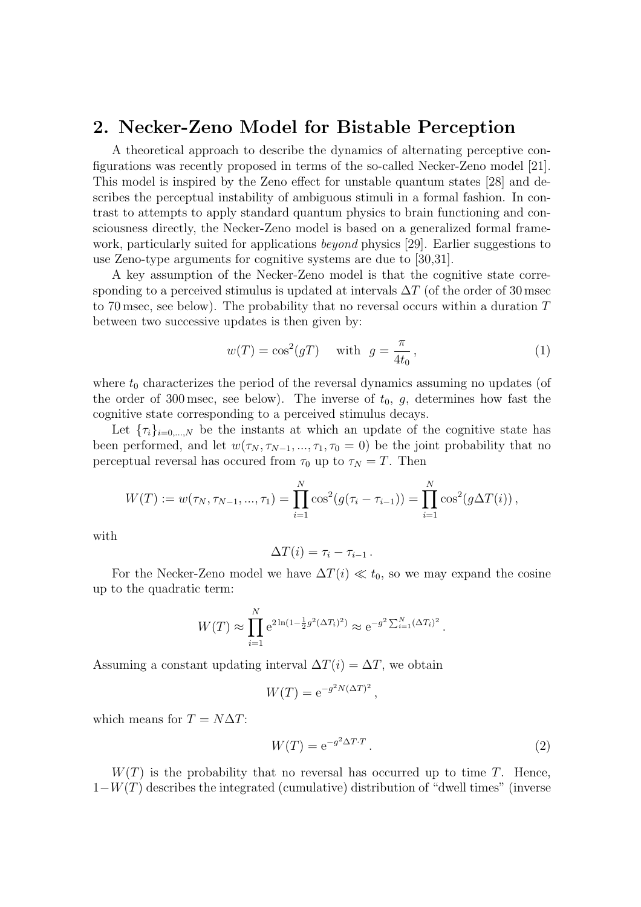## 2. Necker-Zeno Model for Bistable Perception

A theoretical approach to describe the dynamics of alternating perceptive configurations was recently proposed in terms of the so-called Necker-Zeno model [21]. This model is inspired by the Zeno effect for unstable quantum states [28] and describes the perceptual instability of ambiguous stimuli in a formal fashion. In contrast to attempts to apply standard quantum physics to brain functioning and consciousness directly, the Necker-Zeno model is based on a generalized formal framework, particularly suited for applications *beyond* physics [29]. Earlier suggestions to use Zeno-type arguments for cognitive systems are due to [30,31].

A key assumption of the Necker-Zeno model is that the cognitive state corresponding to a perceived stimulus is updated at intervals $\Delta T$ (of the order of 30 msec to 70 msec, see below). The probability that no reversal occurs within a duration $T$ between two successive updates is then given by:

$$w(T) = \cos^2(gT) \quad \text{with} \quad g = \frac{\pi}{4t_0}\,, \tag{1}$$

where $t_0$ characterizes the period of the reversal dynamics assuming no updates (of the order of 300 msec, see below). The inverse of $t_0$, $g$, determines how fast the cognitive state corresponding to a perceived stimulus decays.

Let $\{\tau_i\}_{i=0,\dots,N}$ be the instants at which an update of the cognitive state has been performed, and let $w(\tau_N, \tau_{N-1}, ..., \tau_1, \tau_0 = 0)$ be the joint probability that no perceptual reversal has occured from $\tau_0$ up to $\tau_N = T$. Then

$$W(T) := w(\tau_N, \tau_{N-1}, ..., \tau_1) = \prod_{i=1}^{N} \cos^2(g(\tau_i - \tau_{i-1})) = \prod_{i=1}^{N} \cos^2(g\Delta T(i))\,,$$

with

$$\Delta T(i) = \tau_i - \tau_{i-1}\,.$$

For the Necker-Zeno model we have $\Delta T(i) \ll t_0$, so we may expand the cosine up to the quadratic term:

$$W(T) \approx \prod_{i=1}^{N} \mathrm{e}^{2\ln(1-\frac{1}{2}g^2(\Delta T_i)^2)} \approx \mathrm{e}^{-g^2 \sum_{i=1}^{N}(\Delta T_i)^2}\,.$$

Assuming a constant updating interval $\Delta T(i) = \Delta T$, we obtain

$$W(T) = \mathrm{e}^{-g^2 N(\Delta T)^2}\,,$$

which means for $T = N\Delta T$:

$$W(T) = \mathrm{e}^{-g^2 \Delta T \cdot T}\,. \tag{2}$$

$W(T)$ is the probability that no reversal has occurred up to time $T$. Hence, $1-W(T)$ describes the integrated (cumulative) distribution of "dwell times" (inverse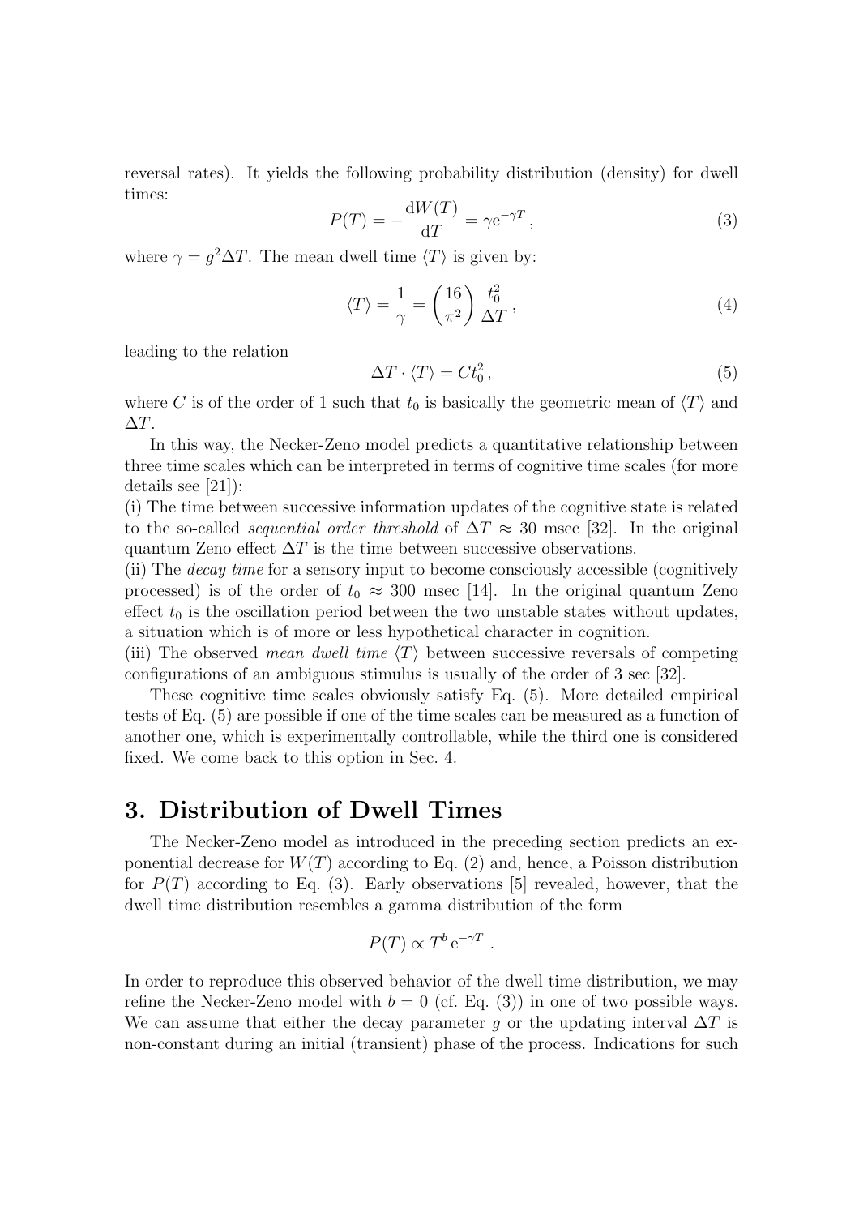reversal rates). It yields the following probability distribution (density) for dwell times:

$$P(T) = -\frac{\mathrm{d}W(T)}{\mathrm{d}T} = \gamma \mathrm{e}^{-\gamma T}\,, \tag{3}$$

where $\gamma = g^2 \Delta T$. The mean dwell time $\langle T \rangle$ is given by:

$$\langle T \rangle = \frac{1}{\gamma} = \left(\frac{16}{\pi^2}\right) \frac{t_0^2}{\Delta T}\,, \tag{4}$$

leading to the relation

$$\Delta T \cdot \langle T \rangle = C t_0^2\,, \tag{5}$$

where $C$ is of the order of 1 such that $t_0$ is basically the geometric mean of $\langle T \rangle$ and $\Delta T$.

In this way, the Necker-Zeno model predicts a quantitative relationship between three time scales which can be interpreted in terms of cognitive time scales (for more details see [21]):

(i) The time between successive information updates of the cognitive state is related to the so-called *sequential order threshold* of $\Delta T \approx 30$ msec [32]. In the original quantum Zeno effect $\Delta T$ is the time between successive observations.

(ii) The *decay time* for a sensory input to become consciously accessible (cognitively processed) is of the order of $t_0 \approx 300$ msec [14]. In the original quantum Zeno effect $t_0$ is the oscillation period between the two unstable states without updates, a situation which is of more or less hypothetical character in cognition.

(iii) The observed *mean dwell time* $\langle T \rangle$ between successive reversals of competing configurations of an ambiguous stimulus is usually of the order of 3 sec [32].

These cognitive time scales obviously satisfy Eq. (5). More detailed empirical tests of Eq. (5) are possible if one of the time scales can be measured as a function of another one, which is experimentally controllable, while the third one is considered fixed. We come back to this option in Sec. 4.

# 3. Distribution of Dwell Times

The Necker-Zeno model as introduced in the preceding section predicts an exponential decrease for $W(T)$ according to Eq. (2) and, hence, a Poisson distribution for $P(T)$ according to Eq. (3). Early observations [5] revealed, however, that the dwell time distribution resembles a gamma distribution of the form

$$P(T) \propto T^b\, \mathrm{e}^{-\gamma T}\ .$$

In order to reproduce this observed behavior of the dwell time distribution, we may refine the Necker-Zeno model with $b = 0$ (cf. Eq. (3)) in one of two possible ways. We can assume that either the decay parameter $g$ or the updating interval $\Delta T$ is non-constant during an initial (transient) phase of the process. Indications for such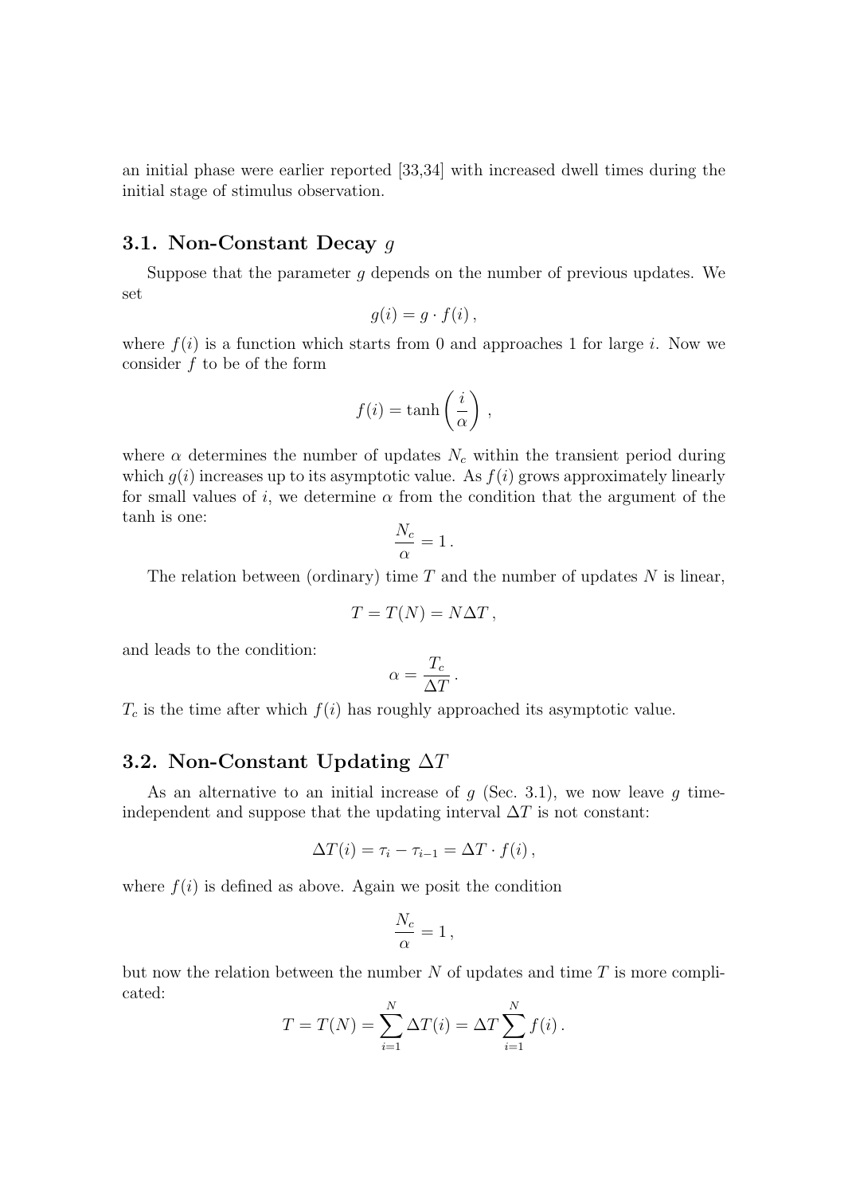an initial phase were earlier reported [33,34] with increased dwell times during the initial stage of stimulus observation.

## 3.1. Non-Constant Decay $g$

Suppose that the parameter $g$ depends on the number of previous updates. We set

$$g(i) = g \cdot f(i)\,,$$

where $f(i)$ is a function which starts from 0 and approaches 1 for large $i$. Now we consider $f$ to be of the form

$$f(i) = \tanh\left(\frac{i}{\alpha}\right)\,,$$

where $\alpha$ determines the number of updates $N_c$ within the transient period during which $g(i)$ increases up to its asymptotic value. As $f(i)$ grows approximately linearly for small values of $i$, we determine $\alpha$ from the condition that the argument of the tanh is one:

$$\frac{N_c}{\alpha} = 1\,.$$

The relation between (ordinary) time $T$ and the number of updates $N$ is linear,

$$T = T(N) = N\Delta T\,,$$

and leads to the condition:

$$\alpha = \frac{T_c}{\Delta T}\,.$$

$T_c$ is the time after which $f(i)$ has roughly approached its asymptotic value.

## 3.2. Non-Constant Updating $\Delta T$

As an alternative to an initial increase of $g$ (Sec. 3.1), we now leave $g$ time-independent and suppose that the updating interval $\Delta T$ is not constant:

$$\Delta T(i) = \tau_i - \tau_{i-1} = \Delta T \cdot f(i)\,,$$

where $f(i)$ is defined as above. Again we posit the condition

$$\frac{N_c}{\alpha} = 1\,,$$

but now the relation between the number $N$ of updates and time $T$ is more complicated:

$$T = T(N) = \sum_{i=1}^{N} \Delta T(i) = \Delta T \sum_{i=1}^{N} f(i)\,.$$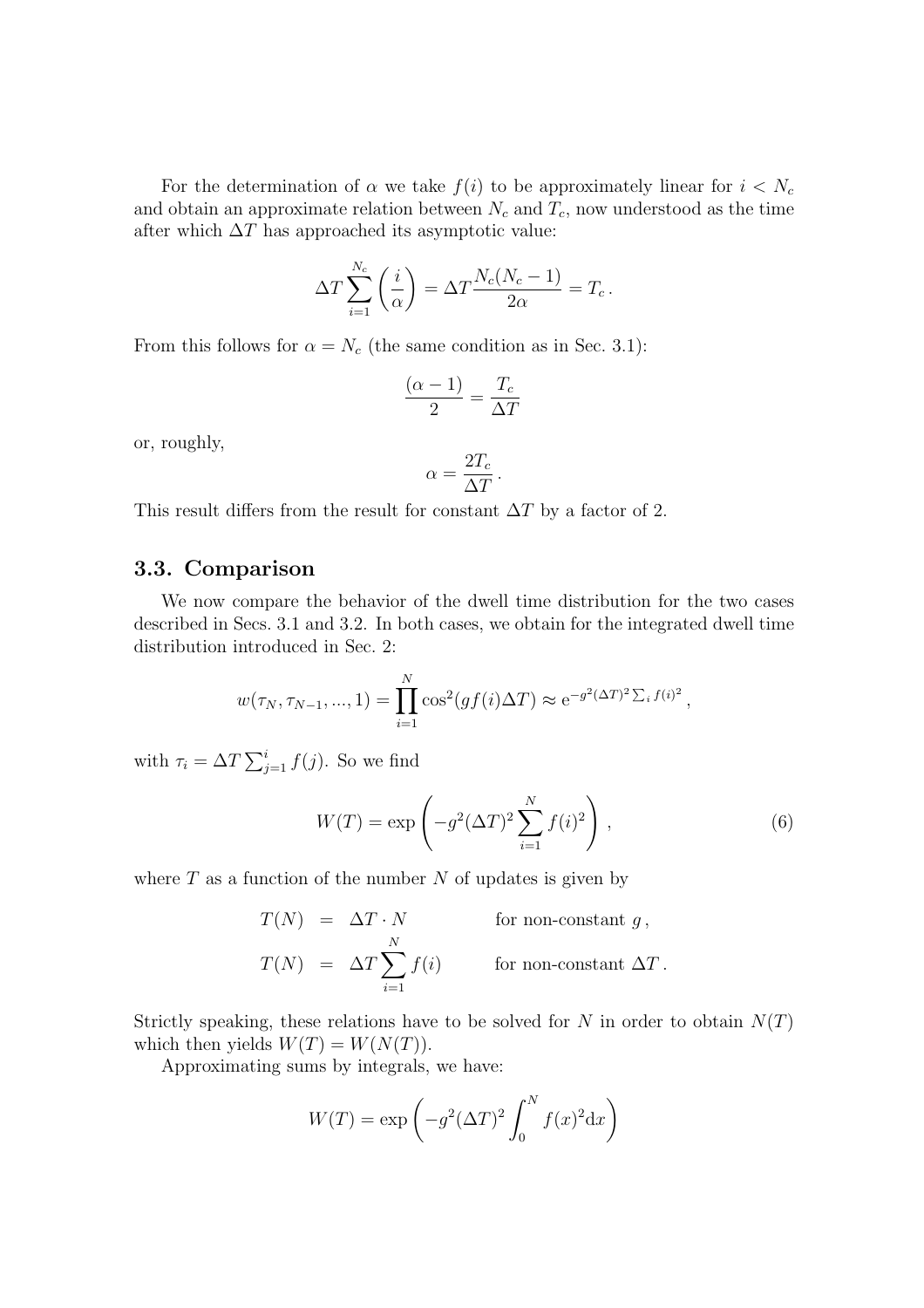For the determination of $\alpha$ we take $f(i)$ to be approximately linear for $i < N_c$ and obtain an approximate relation between $N_c$ and $T_c$, now understood as the time after which $\Delta T$ has approached its asymptotic value:

$$\Delta T \sum_{i=1}^{N_c} \left( \frac{i}{\alpha} \right) = \Delta T \frac{N_c(N_c - 1)}{2\alpha} = T_c \,.$$

From this follows for $\alpha = N_c$ (the same condition as in Sec. 3.1):

$$\frac{(\alpha - 1)}{2} = \frac{T_c}{\Delta T}$$

or, roughly,

$$\alpha = \frac{2T_c}{\Delta T} \,.$$

This result differs from the result for constant $\Delta T$ by a factor of 2.

### 3.3. Comparison

We now compare the behavior of the dwell time distribution for the two cases described in Secs. 3.1 and 3.2. In both cases, we obtain for the integrated dwell time distribution introduced in Sec. 2:

$$w(\tau_N, \tau_{N-1}, ..., 1) = \prod_{i=1}^{N} \cos^2(gf(i)\Delta T) \approx \mathrm{e}^{-g^2(\Delta T)^2 \sum_i f(i)^2} \,,$$

with $\tau_i = \Delta T \sum_{j=1}^{i} f(j)$. So we find

$$W(T) = \exp\left( -g^2(\Delta T)^2 \sum_{i=1}^{N} f(i)^2 \right) \,, \tag{6}$$

where $T$ as a function of the number $N$ of updates is given by

$$\begin{aligned} T(N) &= \Delta T \cdot N && \text{for non-constant } g \,, \\ T(N) &= \Delta T \sum_{i=1}^{N} f(i) && \text{for non-constant } \Delta T \,. \end{aligned}$$

Strictly speaking, these relations have to be solved for $N$ in order to obtain $N(T)$ which then yields $W(T) = W(N(T))$.

Approximating sums by integrals, we have:

$$W(T) = \exp\left( -g^2(\Delta T)^2 \int_0^N f(x)^2 \mathrm{d}x \right)$$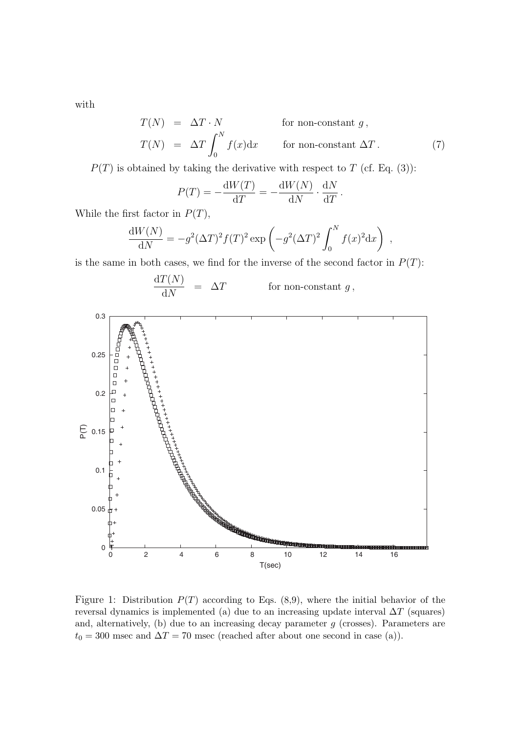with

$$
\begin{aligned}
T(N) &= \Delta T \cdot N \qquad\qquad \text{for non-constant } g\,, \\
T(N) &= \Delta T \int_0^N f(x)\mathrm{d}x \qquad \text{for non-constant } \Delta T\,.
\end{aligned}
\tag{7}
$$

$P(T)$ is obtained by taking the derivative with respect to $T$ (cf. Eq. (3)):

$$
P(T) = -\frac{\mathrm{d}W(T)}{\mathrm{d}T} = -\frac{\mathrm{d}W(N)}{\mathrm{d}N} \cdot \frac{\mathrm{d}N}{\mathrm{d}T}\,.
$$

While the first factor in $P(T)$,

$$
\frac{\mathrm{d}W(N)}{\mathrm{d}N} = -g^2(\Delta T)^2 f(T)^2 \exp\left(-g^2(\Delta T)^2 \int_0^N f(x)^2 \mathrm{d}x\right)\,,
$$

is the same in both cases, we find for the inverse of the second factor in $P(T)$:

$$
\frac{\mathrm{d}T(N)}{\mathrm{d}N} = \Delta T \qquad\qquad \text{for non-constant } g\,,
$$

P(T)

T(sec)

0
0.05
0.1
0.15
0.2
0.25
0.3

0
2
4
6
8
10
12
14
16

Figure 1: Distribution $P(T)$ according to Eqs. (8,9), where the initial behavior of the reversal dynamics is implemented (a) due to an increasing update interval $\Delta T$ (squares) and, alternatively, (b) due to an increasing decay parameter $g$ (crosses). Parameters are $t_0 = 300$ msec and $\Delta T = 70$ msec (reached after about one second in case (a)).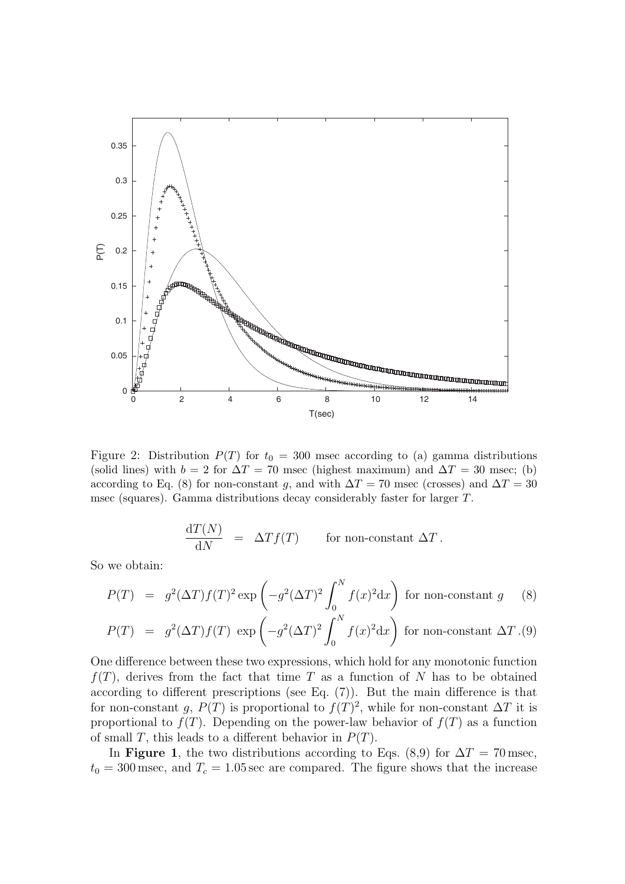Figure 2: Distribution $P(T)$ for $t_0 = 300$ msec according to (a) gamma distributions (solid lines) with $b = 2$ for $\Delta T = 70$ msec (highest maximum) and $\Delta T = 30$ msec; (b) according to Eq. (8) for non-constant $g$, and with $\Delta T = 70$ msec (crosses) and $\Delta T = 30$ msec (squares). Gamma distributions decay considerably faster for larger $T$.

$$\frac{\mathrm{d}T(N)}{\mathrm{d}N} \;=\; \Delta T f(T) \qquad \text{for non-constant } \Delta T\,.$$

So we obtain:

$$P(T) \;=\; g^2(\Delta T) f(T)^2 \exp\left(-g^2(\Delta T)^2 \int_0^N f(x)^2 \mathrm{d}x\right) \text{ for non-constant } g \qquad (8)$$

$$P(T) \;=\; g^2(\Delta T) f(T)\; \exp\left(-g^2(\Delta T)^2 \int_0^N f(x)^2 \mathrm{d}x\right) \text{ for non-constant } \Delta T\,. (9)$$

One difference between these two expressions, which hold for any monotonic function $f(T)$, derives from the fact that time $T$ as a function of $N$ has to be obtained according to different prescriptions (see Eq. (7)). But the main difference is that for non-constant $g$, $P(T)$ is proportional to $f(T)^2$, while for non-constant $\Delta T$ it is proportional to $f(T)$. Depending on the power-law behavior of $f(T)$ as a function of small $T$, this leads to a different behavior in $P(T)$.

In **Figure 1**, the two distributions according to Eqs. (8,9) for $\Delta T = 70\,$msec, $t_0 = 300\,$msec, and $T_c = 1.05\,$sec are compared. The figure shows that the increase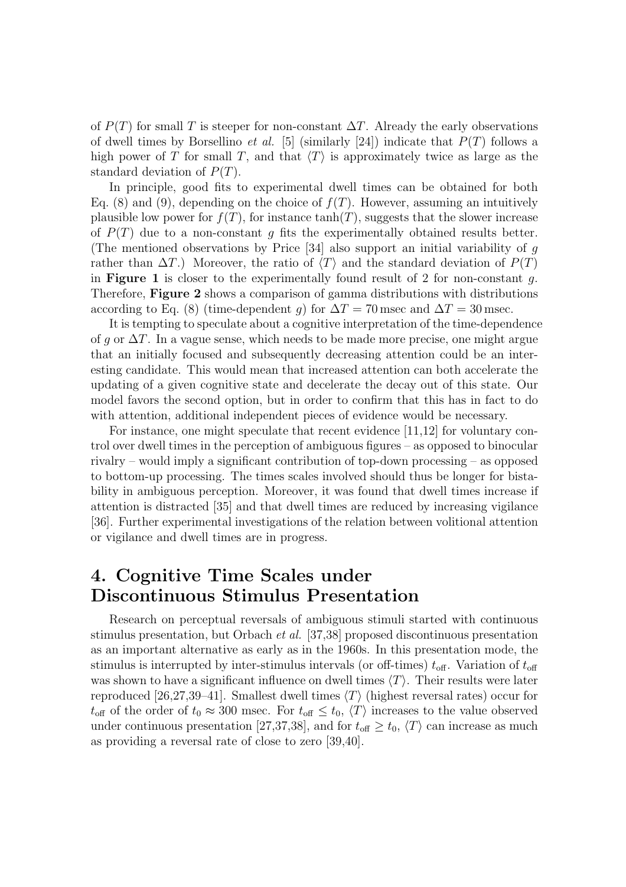of $P(T)$ for small $T$ is steeper for non-constant $\Delta T$. Already the early observations of dwell times by Borsellino *et al.* [5] (similarly [24]) indicate that $P(T)$ follows a high power of $T$ for small $T$, and that $\langle T \rangle$ is approximately twice as large as the standard deviation of $P(T)$.

In principle, good fits to experimental dwell times can be obtained for both Eq. (8) and (9), depending on the choice of $f(T)$. However, assuming an intuitively plausible low power for $f(T)$, for instance $\tanh(T)$, suggests that the slower increase of $P(T)$ due to a non-constant $g$ fits the experimentally obtained results better. (The mentioned observations by Price [34] also support an initial variability of $g$ rather than $\Delta T$.) Moreover, the ratio of $\langle T \rangle$ and the standard deviation of $P(T)$ in **Figure 1** is closer to the experimentally found result of 2 for non-constant $g$. Therefore, **Figure 2** shows a comparison of gamma distributions with distributions according to Eq. (8) (time-dependent $g$) for $\Delta T = 70\,\text{msec}$ and $\Delta T = 30\,\text{msec}$.

It is tempting to speculate about a cognitive interpretation of the time-dependence of $g$ or $\Delta T$. In a vague sense, which needs to be made more precise, one might argue that an initially focused and subsequently decreasing attention could be an interesting candidate. This would mean that increased attention can both accelerate the updating of a given cognitive state and decelerate the decay out of this state. Our model favors the second option, but in order to confirm that this has in fact to do with attention, additional independent pieces of evidence would be necessary.

For instance, one might speculate that recent evidence [11,12] for voluntary control over dwell times in the perception of ambiguous figures – as opposed to binocular rivalry – would imply a significant contribution of top-down processing – as opposed to bottom-up processing. The times scales involved should thus be longer for bistability in ambiguous perception. Moreover, it was found that dwell times increase if attention is distracted [35] and that dwell times are reduced by increasing vigilance [36]. Further experimental investigations of the relation between volitional attention or vigilance and dwell times are in progress.

## 4. Cognitive Time Scales under Discontinuous Stimulus Presentation

Research on perceptual reversals of ambiguous stimuli started with continuous stimulus presentation, but Orbach *et al.* [37,38] proposed discontinuous presentation as an important alternative as early as in the 1960s. In this presentation mode, the stimulus is interrupted by inter-stimulus intervals (or off-times) $t_{\text{off}}$. Variation of $t_{\text{off}}$ was shown to have a significant influence on dwell times $\langle T \rangle$. Their results were later reproduced [26,27,39–41]. Smallest dwell times $\langle T \rangle$ (highest reversal rates) occur for $t_{\text{off}}$ of the order of $t_0 \approx 300$ msec. For $t_{\text{off}} \leq t_0$, $\langle T \rangle$ increases to the value observed under continuous presentation [27,37,38], and for $t_{\text{off}} \geq t_0$, $\langle T \rangle$ can increase as much as providing a reversal rate of close to zero [39,40].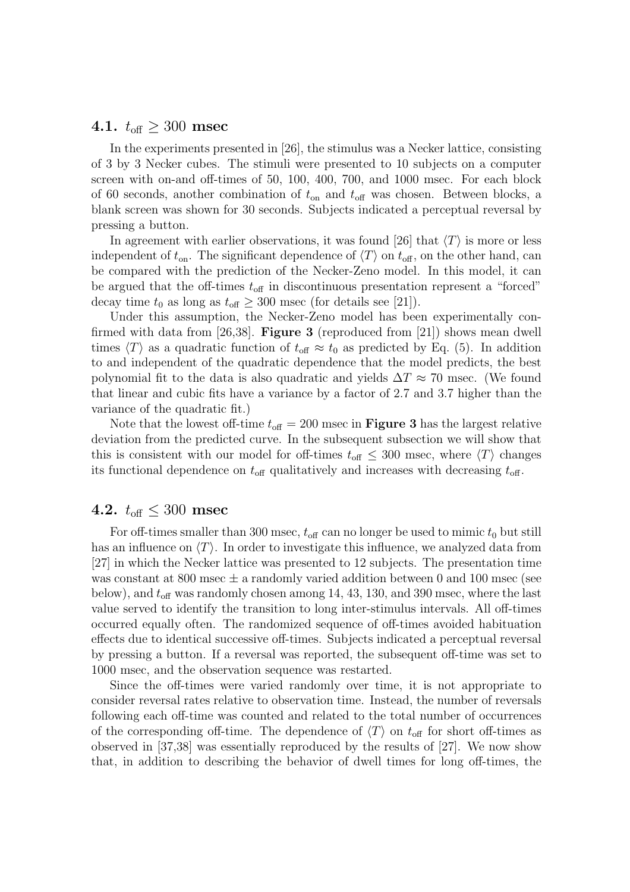### 4.1. $t_{\rm off} \geq 300$ msec

In the experiments presented in [26], the stimulus was a Necker lattice, consisting of 3 by 3 Necker cubes. The stimuli were presented to 10 subjects on a computer screen with on-and off-times of 50, 100, 400, 700, and 1000 msec. For each block of 60 seconds, another combination of $t_{\rm on}$ and $t_{\rm off}$ was chosen. Between blocks, a blank screen was shown for 30 seconds. Subjects indicated a perceptual reversal by pressing a button.

In agreement with earlier observations, it was found [26] that $\langle T \rangle$ is more or less independent of $t_{\rm on}$. The significant dependence of $\langle T \rangle$ on $t_{\rm off}$, on the other hand, can be compared with the prediction of the Necker-Zeno model. In this model, it can be argued that the off-times $t_{\rm off}$ in discontinuous presentation represent a "forced" decay time $t_0$ as long as $t_{\rm off} \geq 300$ msec (for details see [21]).

Under this assumption, the Necker-Zeno model has been experimentally confirmed with data from [26,38]. **Figure 3** (reproduced from [21]) shows mean dwell times $\langle T \rangle$ as a quadratic function of $t_{\rm off} \approx t_0$ as predicted by Eq. (5). In addition to and independent of the quadratic dependence that the model predicts, the best polynomial fit to the data is also quadratic and yields $\Delta T \approx 70$ msec. (We found that linear and cubic fits have a variance by a factor of 2.7 and 3.7 higher than the variance of the quadratic fit.)

Note that the lowest off-time $t_{\rm off} = 200$ msec in **Figure 3** has the largest relative deviation from the predicted curve. In the subsequent subsection we will show that this is consistent with our model for off-times $t_{\rm off} \leq 300$ msec, where $\langle T \rangle$ changes its functional dependence on $t_{\rm off}$ qualitatively and increases with decreasing $t_{\rm off}$.

### 4.2. $t_{\rm off} \leq 300$ msec

For off-times smaller than 300 msec, $t_{\rm off}$ can no longer be used to mimic $t_0$ but still has an influence on $\langle T \rangle$. In order to investigate this influence, we analyzed data from [27] in which the Necker lattice was presented to 12 subjects. The presentation time was constant at 800 msec $\pm$ a randomly varied addition between 0 and 100 msec (see below), and $t_{\rm off}$ was randomly chosen among 14, 43, 130, and 390 msec, where the last value served to identify the transition to long inter-stimulus intervals. All off-times occurred equally often. The randomized sequence of off-times avoided habituation effects due to identical successive off-times. Subjects indicated a perceptual reversal by pressing a button. If a reversal was reported, the subsequent off-time was set to 1000 msec, and the observation sequence was restarted.

Since the off-times were varied randomly over time, it is not appropriate to consider reversal rates relative to observation time. Instead, the number of reversals following each off-time was counted and related to the total number of occurrences of the corresponding off-time. The dependence of $\langle T \rangle$ on $t_{\rm off}$ for short off-times as observed in [37,38] was essentially reproduced by the results of [27]. We now show that, in addition to describing the behavior of dwell times for long off-times, the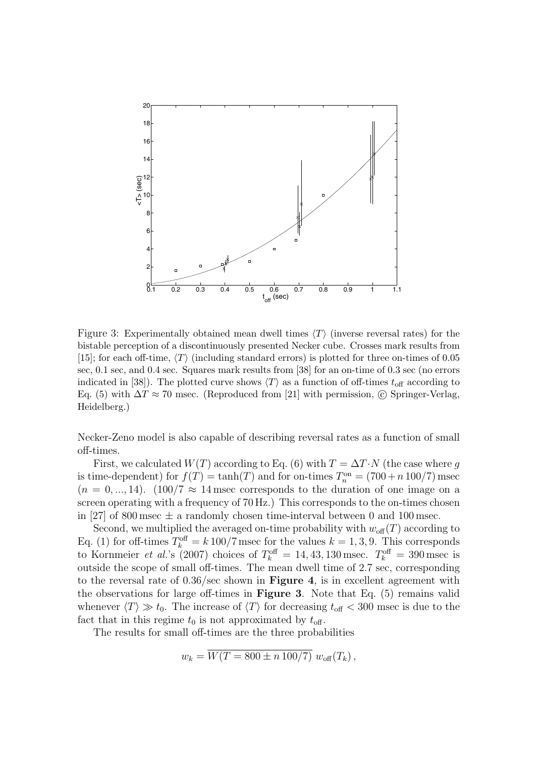20
18
16
14
12
10
8
6
4
2
0

<T> (sec)

0.1 0.2 0.3 0.4 0.5 0.6 0.7 0.8 0.9 1 1.1

$t_{off}$ (sec)

Figure 3: Experimentally obtained mean dwell times $\langle T \rangle$ (inverse reversal rates) for the bistable perception of a discontinuously presented Necker cube. Crosses mark results from [15]; for each off-time, $\langle T \rangle$ (including standard errors) is plotted for three on-times of 0.05 sec, 0.1 sec, and 0.4 sec. Squares mark results from [38] for an on-time of 0.3 sec (no errors indicated in [38]). The plotted curve shows $\langle T \rangle$ as a function of off-times $t_{\text{off}}$ according to Eq. (5) with $\Delta T \approx 70$ msec. (Reproduced from [21] with permission, © Springer-Verlag, Heidelberg.)

Necker-Zeno model is also capable of describing reversal rates as a function of small off-times.

First, we calculated $W(T)$ according to Eq. (6) with $T = \Delta T \cdot N$ (the case where $g$ is time-dependent) for $f(T) = \tanh(T)$ and for on-times $T_n^{\text{on}} = (700 + n\,100/7)$ msec ($n = 0, ..., 14$). ($100/7 \approx 14$ msec corresponds to the duration of one image on a screen operating with a frequency of 70 Hz.) This corresponds to the on-times chosen in [27] of 800 msec $\pm$ a randomly chosen time-interval between 0 and 100 msec.

Second, we multiplied the averaged on-time probability with $w_{\text{off}}(T)$ according to Eq. (1) for off-times $T_k^{\text{off}} = k\,100/7$ msec for the values $k = 1, 3, 9$. This corresponds to Kornmeier *et al.*'s (2007) choices of $T_k^{\text{off}} = 14, 43, 130$ msec. $T_k^{\text{off}} = 390$ msec is outside the scope of small off-times. The mean dwell time of 2.7 sec, corresponding to the reversal rate of 0.36/sec shown in **Figure 4**, is in excellent agreement with the observations for large off-times in **Figure 3**. Note that Eq. (5) remains valid whenever $\langle T \rangle \gg t_0$. The increase of $\langle T \rangle$ for decreasing $t_{\text{off}} < 300$ msec is due to the fact that in this regime $t_0$ is not approximated by $t_{\text{off}}$.

The results for small off-times are the three probabilities

$$w_k = \overline{W(T = 800 \pm n\,100/7)}\; w_{\text{off}}(T_k)\,,$$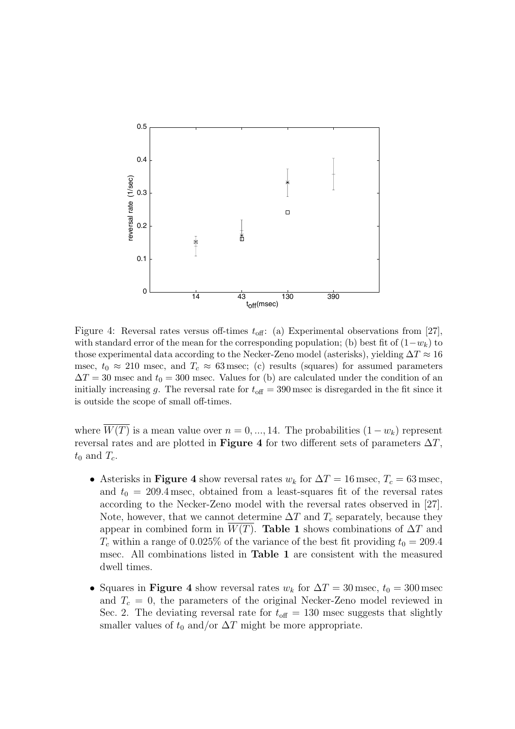0.5
0.4
0.3
0.2
0.1
0
reversal rate (1/sec)
14
43
130
390
$t_{off}$(msec)

Figure 4: Reversal rates versus off-times $t_{\rm off}$: (a) Experimental observations from [27], with standard error of the mean for the corresponding population; (b) best fit of $(1-w_k)$ to those experimental data according to the Necker-Zeno model (asterisks), yielding $\Delta T \approx 16$ msec, $t_0 \approx 210$ msec, and $T_c \approx 63$ msec; (c) results (squares) for assumed parameters $\Delta T = 30$ msec and $t_0 = 300$ msec. Values for (b) are calculated under the condition of an initially increasing $g$. The reversal rate for $t_{\rm off} = 390$ msec is disregarded in the fit since it is outside the scope of small off-times.

where $\overline{W(T)}$ is a mean value over $n = 0, ..., 14$. The probabilities $(1 - w_k)$ represent reversal rates and are plotted in **Figure 4** for two different sets of parameters $\Delta T$, $t_0$ and $T_c$.

- Asterisks in **Figure 4** show reversal rates $w_k$ for $\Delta T = 16$ msec, $T_c = 63$ msec, and $t_0 = 209.4$ msec, obtained from a least-squares fit of the reversal rates according to the Necker-Zeno model with the reversal rates observed in [27]. Note, however, that we cannot determine $\Delta T$ and $T_c$ separately, because they appear in combined form in $\overline{W(T)}$. **Table 1** shows combinations of $\Delta T$ and $T_c$ within a range of 0.025% of the variance of the best fit providing $t_0 = 209.4$ msec. All combinations listed in **Table 1** are consistent with the measured dwell times.
- Squares in **Figure 4** show reversal rates $w_k$ for $\Delta T = 30$ msec, $t_0 = 300$ msec and $T_c = 0$, the parameters of the original Necker-Zeno model reviewed in Sec. 2. The deviating reversal rate for $t_{\rm off} = 130$ msec suggests that slightly smaller values of $t_0$ and/or $\Delta T$ might be more appropriate.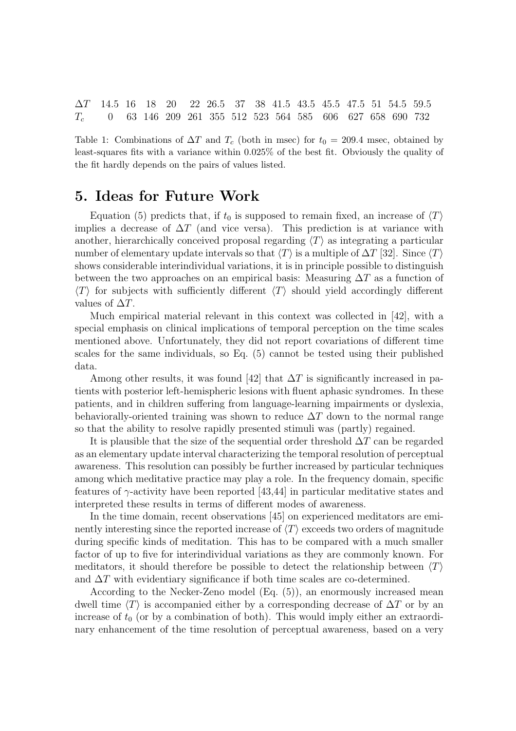| | | | | | | | | | | | | | | | |
|---|---|---|---|---|---|---|---|---|---|---|---|---|---|---|---|
| $\Delta T$ | 14.5 | 16 | 18 | 20 | 22 | 26.5 | 37 | 38 | 41.5 | 43.5 | 45.5 | 47.5 | 51 | 54.5 | 59.5 |
| $T_c$ | 0 | 63 | 146 | 209 | 261 | 355 | 512 | 523 | 564 | 585 | 606 | 627 | 658 | 690 | 732 |

Table 1: Combinations of $\Delta T$ and $T_c$ (both in msec) for $t_0 = 209.4$ msec, obtained by least-squares fits with a variance within 0.025% of the best fit. Obviously the quality of the fit hardly depends on the pairs of values listed.

## 5. Ideas for Future Work

Equation (5) predicts that, if $t_0$ is supposed to remain fixed, an increase of $\langle T \rangle$ implies a decrease of $\Delta T$ (and vice versa). This prediction is at variance with another, hierarchically conceived proposal regarding $\langle T \rangle$ as integrating a particular number of elementary update intervals so that $\langle T \rangle$ is a multiple of $\Delta T$ [32]. Since $\langle T \rangle$ shows considerable interindividual variations, it is in principle possible to distinguish between the two approaches on an empirical basis: Measuring $\Delta T$ as a function of $\langle T \rangle$ for subjects with sufficiently different $\langle T \rangle$ should yield accordingly different values of $\Delta T$.

Much empirical material relevant in this context was collected in [42], with a special emphasis on clinical implications of temporal perception on the time scales mentioned above. Unfortunately, they did not report covariations of different time scales for the same individuals, so Eq. (5) cannot be tested using their published data.

Among other results, it was found [42] that $\Delta T$ is significantly increased in patients with posterior left-hemispheric lesions with fluent aphasic syndromes. In these patients, and in children suffering from language-learning impairments or dyslexia, behaviorally-oriented training was shown to reduce $\Delta T$ down to the normal range so that the ability to resolve rapidly presented stimuli was (partly) regained.

It is plausible that the size of the sequential order threshold $\Delta T$ can be regarded as an elementary update interval characterizing the temporal resolution of perceptual awareness. This resolution can possibly be further increased by particular techniques among which meditative practice may play a role. In the frequency domain, specific features of $\gamma$-activity have been reported [43,44] in particular meditative states and interpreted these results in terms of different modes of awareness.

In the time domain, recent observations [45] on experienced meditators are eminently interesting since the reported increase of $\langle T \rangle$ exceeds two orders of magnitude during specific kinds of meditation. This has to be compared with a much smaller factor of up to five for interindividual variations as they are commonly known. For meditators, it should therefore be possible to detect the relationship between $\langle T \rangle$ and $\Delta T$ with evidentiary significance if both time scales are co-determined.

According to the Necker-Zeno model (Eq. (5)), an enormously increased mean dwell time $\langle T \rangle$ is accompanied either by a corresponding decrease of $\Delta T$ or by an increase of $t_0$ (or by a combination of both). This would imply either an extraordinary enhancement of the time resolution of perceptual awareness, based on a very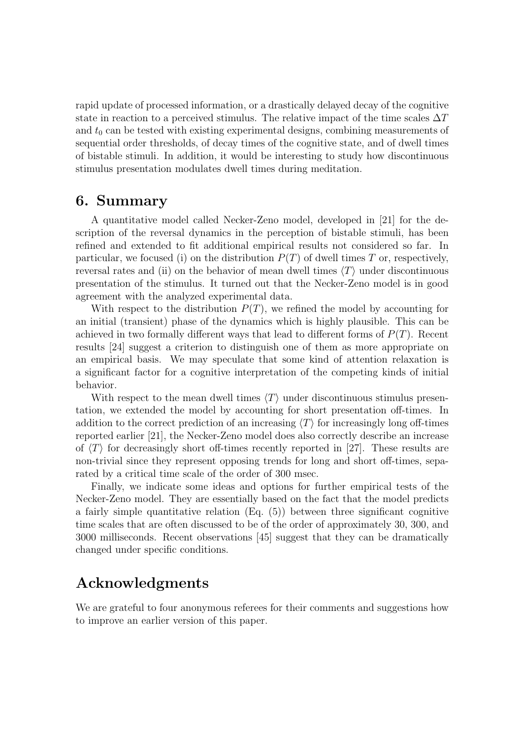rapid update of processed information, or a drastically delayed decay of the cognitive state in reaction to a perceived stimulus. The relative impact of the time scales $\Delta T$ and $t_0$ can be tested with existing experimental designs, combining measurements of sequential order thresholds, of decay times of the cognitive state, and of dwell times of bistable stimuli. In addition, it would be interesting to study how discontinuous stimulus presentation modulates dwell times during meditation.

## 6. Summary

A quantitative model called Necker-Zeno model, developed in [21] for the description of the reversal dynamics in the perception of bistable stimuli, has been refined and extended to fit additional empirical results not considered so far. In particular, we focused (i) on the distribution $P(T)$ of dwell times $T$ or, respectively, reversal rates and (ii) on the behavior of mean dwell times $\langle T \rangle$ under discontinuous presentation of the stimulus. It turned out that the Necker-Zeno model is in good agreement with the analyzed experimental data.

With respect to the distribution $P(T)$, we refined the model by accounting for an initial (transient) phase of the dynamics which is highly plausible. This can be achieved in two formally different ways that lead to different forms of $P(T)$. Recent results [24] suggest a criterion to distinguish one of them as more appropriate on an empirical basis. We may speculate that some kind of attention relaxation is a significant factor for a cognitive interpretation of the competing kinds of initial behavior.

With respect to the mean dwell times $\langle T \rangle$ under discontinuous stimulus presentation, we extended the model by accounting for short presentation off-times. In addition to the correct prediction of an increasing $\langle T \rangle$ for increasingly long off-times reported earlier [21], the Necker-Zeno model does also correctly describe an increase of $\langle T \rangle$ for decreasingly short off-times recently reported in [27]. These results are non-trivial since they represent opposing trends for long and short off-times, separated by a critical time scale of the order of 300 msec.

Finally, we indicate some ideas and options for further empirical tests of the Necker-Zeno model. They are essentially based on the fact that the model predicts a fairly simple quantitative relation (Eq. (5)) between three significant cognitive time scales that are often discussed to be of the order of approximately 30, 300, and 3000 milliseconds. Recent observations [45] suggest that they can be dramatically changed under specific conditions.

## Acknowledgments

We are grateful to four anonymous referees for their comments and suggestions how to improve an earlier version of this paper.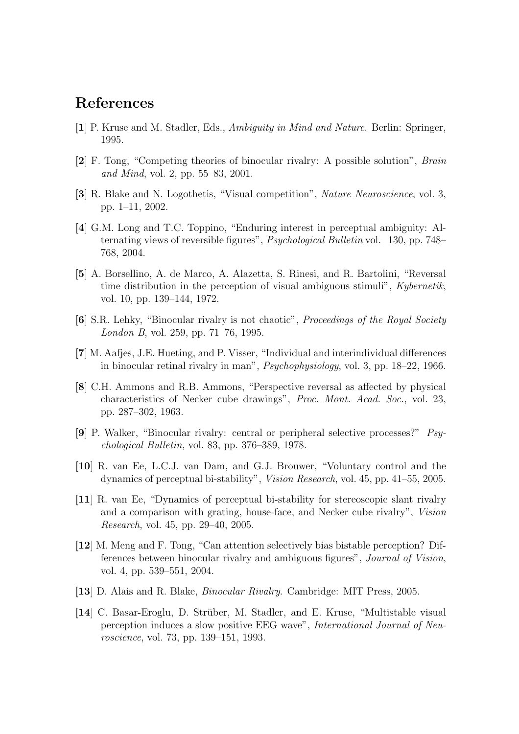## References

**[1]** P. Kruse and M. Stadler, Eds., *Ambiguity in Mind and Nature.* Berlin: Springer, 1995.

**[2]** F. Tong, "Competing theories of binocular rivalry: A possible solution", *Brain and Mind*, vol. 2, pp. 55–83, 2001.

**[3]** R. Blake and N. Logothetis, "Visual competition", *Nature Neuroscience*, vol. 3, pp. 1–11, 2002.

**[4]** G.M. Long and T.C. Toppino, "Enduring interest in perceptual ambiguity: Alternating views of reversible figures", *Psychological Bulletin* vol. 130, pp. 748–768, 2004.

**[5]** A. Borsellino, A. de Marco, A. Alazetta, S. Rinesi, and R. Bartolini, "Reversal time distribution in the perception of visual ambiguous stimuli", *Kybernetik*, vol. 10, pp. 139–144, 1972.

**[6]** S.R. Lehky, "Binocular rivalry is not chaotic", *Proceedings of the Royal Society London B*, vol. 259, pp. 71–76, 1995.

**[7]** M. Aafjes, J.E. Hueting, and P. Visser, "Individual and interindividual differences in binocular retinal rivalry in man", *Psychophysiology*, vol. 3, pp. 18–22, 1966.

**[8]** C.H. Ammons and R.B. Ammons, "Perspective reversal as affected by physical characteristics of Necker cube drawings", *Proc. Mont. Acad. Soc.*, vol. 23, pp. 287–302, 1963.

**[9]** P. Walker, "Binocular rivalry: central or peripheral selective processes?" *Psychological Bulletin*, vol. 83, pp. 376–389, 1978.

**[10]** R. van Ee, L.C.J. van Dam, and G.J. Brouwer, "Voluntary control and the dynamics of perceptual bi-stability", *Vision Research*, vol. 45, pp. 41–55, 2005.

**[11]** R. van Ee, "Dynamics of perceptual bi-stability for stereoscopic slant rivalry and a comparison with grating, house-face, and Necker cube rivalry", *Vision Research*, vol. 45, pp. 29–40, 2005.

**[12]** M. Meng and F. Tong, "Can attention selectively bias bistable perception? Differences between binocular rivalry and ambiguous figures", *Journal of Vision*, vol. 4, pp. 539–551, 2004.

**[13]** D. Alais and R. Blake, *Binocular Rivalry.* Cambridge: MIT Press, 2005.

**[14]** C. Basar-Eroglu, D. Strüber, M. Stadler, and E. Kruse, "Multistable visual perception induces a slow positive EEG wave", *International Journal of Neuroscience*, vol. 73, pp. 139–151, 1993.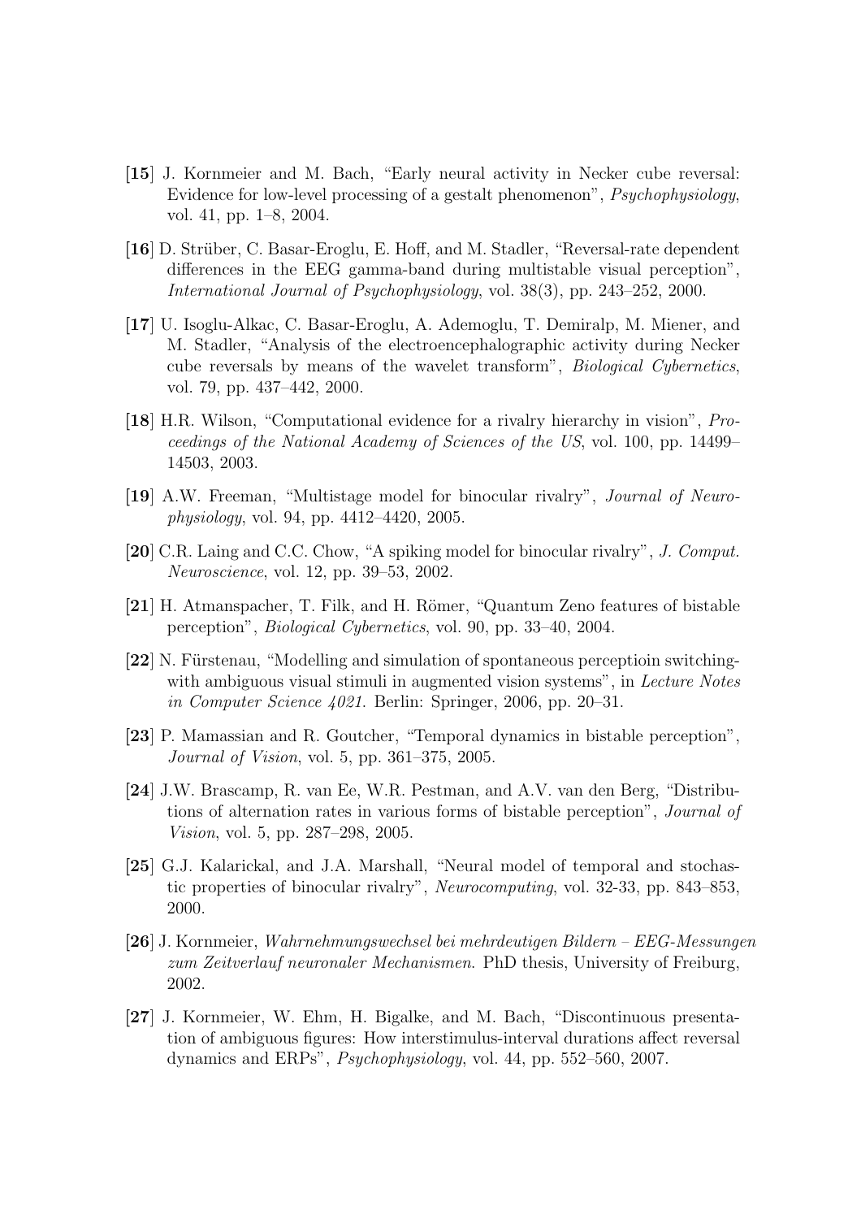**[15]** J. Kornmeier and M. Bach, "Early neural activity in Necker cube reversal: Evidence for low-level processing of a gestalt phenomenon", *Psychophysiology*, vol. 41, pp. 1–8, 2004.

**[16]** D. Strüber, C. Basar-Eroglu, E. Hoff, and M. Stadler, "Reversal-rate dependent differences in the EEG gamma-band during multistable visual perception", *International Journal of Psychophysiology*, vol. 38(3), pp. 243–252, 2000.

**[17]** U. Isoglu-Alkac, C. Basar-Eroglu, A. Ademoglu, T. Demiralp, M. Miener, and M. Stadler, "Analysis of the electroencephalographic activity during Necker cube reversals by means of the wavelet transform", *Biological Cybernetics*, vol. 79, pp. 437–442, 2000.

**[18]** H.R. Wilson, "Computational evidence for a rivalry hierarchy in vision", *Proceedings of the National Academy of Sciences of the US*, vol. 100, pp. 14499–14503, 2003.

**[19]** A.W. Freeman, "Multistage model for binocular rivalry", *Journal of Neurophysiology*, vol. 94, pp. 4412–4420, 2005.

**[20]** C.R. Laing and C.C. Chow, "A spiking model for binocular rivalry", *J. Comput. Neuroscience*, vol. 12, pp. 39–53, 2002.

**[21]** H. Atmanspacher, T. Filk, and H. Römer, "Quantum Zeno features of bistable perception", *Biological Cybernetics*, vol. 90, pp. 33–40, 2004.

**[22]** N. Fürstenau, "Modelling and simulation of spontaneous perceptioin switchingwith ambiguous visual stimuli in augmented vision systems", in *Lecture Notes in Computer Science 4021*. Berlin: Springer, 2006, pp. 20–31.

**[23]** P. Mamassian and R. Goutcher, "Temporal dynamics in bistable perception", *Journal of Vision*, vol. 5, pp. 361–375, 2005.

**[24]** J.W. Brascamp, R. van Ee, W.R. Pestman, and A.V. van den Berg, "Distributions of alternation rates in various forms of bistable perception", *Journal of Vision*, vol. 5, pp. 287–298, 2005.

**[25]** G.J. Kalarickal, and J.A. Marshall, "Neural model of temporal and stochastic properties of binocular rivalry", *Neurocomputing*, vol. 32-33, pp. 843–853, 2000.

**[26]** J. Kornmeier, *Wahrnehmungswechsel bei mehrdeutigen Bildern – EEG-Messungen zum Zeitverlauf neuronaler Mechanismen.* PhD thesis, University of Freiburg, 2002.

**[27]** J. Kornmeier, W. Ehm, H. Bigalke, and M. Bach, "Discontinuous presentation of ambiguous figures: How interstimulus-interval durations affect reversal dynamics and ERPs", *Psychophysiology*, vol. 44, pp. 552–560, 2007.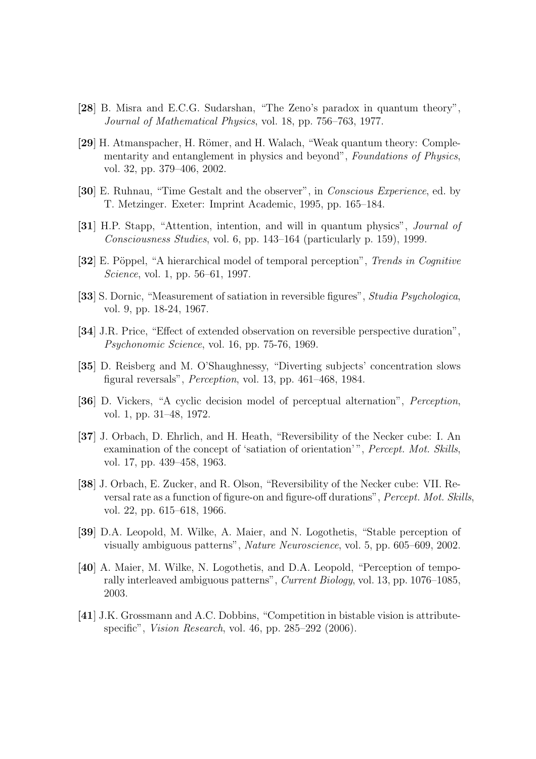**[28]** B. Misra and E.C.G. Sudarshan, "The Zeno's paradox in quantum theory", *Journal of Mathematical Physics*, vol. 18, pp. 756–763, 1977.

**[29]** H. Atmanspacher, H. Römer, and H. Walach, "Weak quantum theory: Complementarity and entanglement in physics and beyond", *Foundations of Physics*, vol. 32, pp. 379–406, 2002.

**[30]** E. Ruhnau, "Time Gestalt and the observer", in *Conscious Experience*, ed. by T. Metzinger. Exeter: Imprint Academic, 1995, pp. 165–184.

**[31]** H.P. Stapp, "Attention, intention, and will in quantum physics", *Journal of Consciousness Studies*, vol. 6, pp. 143–164 (particularly p. 159), 1999.

**[32]** E. Pöppel, "A hierarchical model of temporal perception", *Trends in Cognitive Science*, vol. 1, pp. 56–61, 1997.

**[33]** S. Dornic, "Measurement of satiation in reversible figures", *Studia Psychologica*, vol. 9, pp. 18-24, 1967.

**[34]** J.R. Price, "Effect of extended observation on reversible perspective duration", *Psychonomic Science*, vol. 16, pp. 75-76, 1969.

**[35]** D. Reisberg and M. O'Shaughnessy, "Diverting subjects' concentration slows figural reversals", *Perception*, vol. 13, pp. 461–468, 1984.

**[36]** D. Vickers, "A cyclic decision model of perceptual alternation", *Perception*, vol. 1, pp. 31–48, 1972.

**[37]** J. Orbach, D. Ehrlich, and H. Heath, "Reversibility of the Necker cube: I. An examination of the concept of 'satiation of orientation' ", *Percept. Mot. Skills*, vol. 17, pp. 439–458, 1963.

**[38]** J. Orbach, E. Zucker, and R. Olson, "Reversibility of the Necker cube: VII. Reversal rate as a function of figure-on and figure-off durations", *Percept. Mot. Skills*, vol. 22, pp. 615–618, 1966.

**[39]** D.A. Leopold, M. Wilke, A. Maier, and N. Logothetis, "Stable perception of visually ambiguous patterns", *Nature Neuroscience*, vol. 5, pp. 605–609, 2002.

**[40]** A. Maier, M. Wilke, N. Logothetis, and D.A. Leopold, "Perception of temporally interleaved ambiguous patterns", *Current Biology*, vol. 13, pp. 1076–1085, 2003.

**[41]** J.K. Grossmann and A.C. Dobbins, "Competition in bistable vision is attribute-specific", *Vision Research*, vol. 46, pp. 285–292 (2006).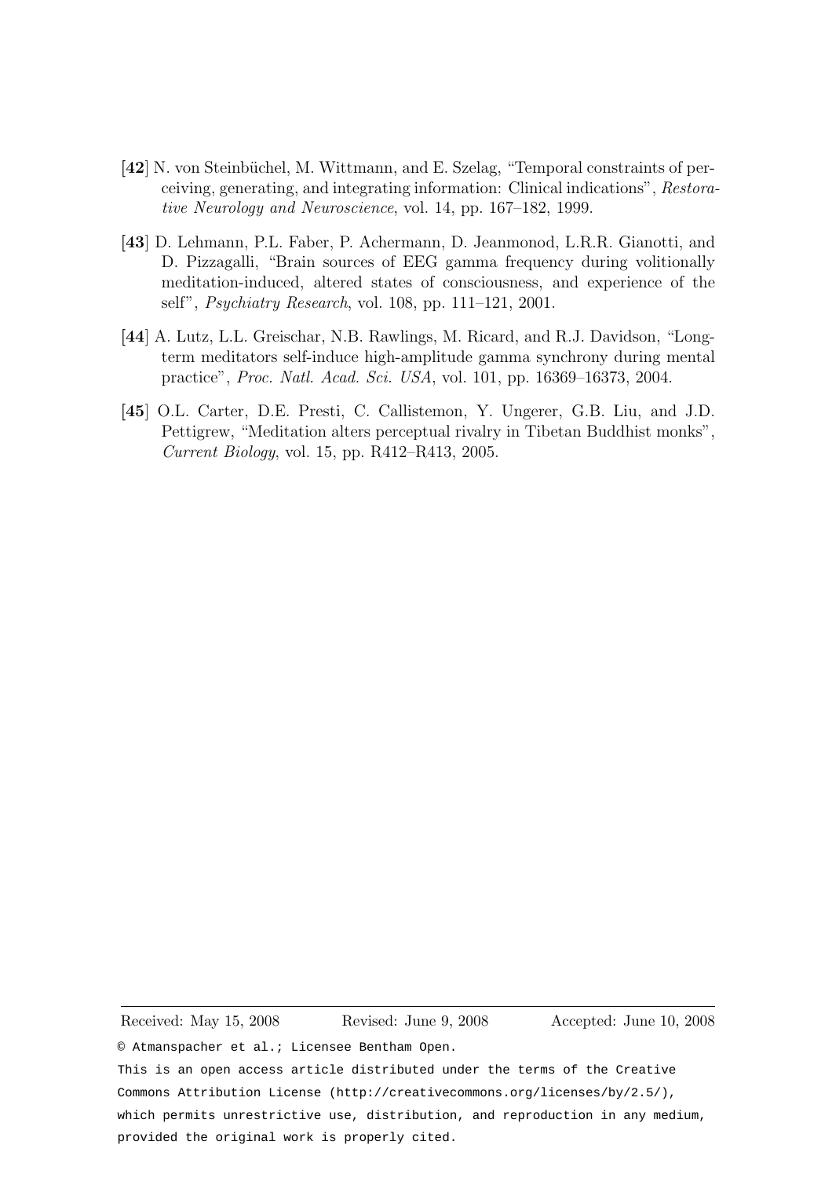[**42**] N. von Steinbüchel, M. Wittmann, and E. Szelag, "Temporal constraints of perceiving, generating, and integrating information: Clinical indications", *Restorative Neurology and Neuroscience*, vol. 14, pp. 167–182, 1999.

[**43**] D. Lehmann, P.L. Faber, P. Achermann, D. Jeanmonod, L.R.R. Gianotti, and D. Pizzagalli, "Brain sources of EEG gamma frequency during volitionally meditation-induced, altered states of consciousness, and experience of the self", *Psychiatry Research*, vol. 108, pp. 111–121, 2001.

[**44**] A. Lutz, L.L. Greischar, N.B. Rawlings, M. Ricard, and R.J. Davidson, "Long-term meditators self-induce high-amplitude gamma synchrony during mental practice", *Proc. Natl. Acad. Sci. USA*, vol. 101, pp. 16369–16373, 2004.

[**45**] O.L. Carter, D.E. Presti, C. Callistemon, Y. Ungerer, G.B. Liu, and J.D. Pettigrew, "Meditation alters perceptual rivalry in Tibetan Buddhist monks", *Current Biology*, vol. 15, pp. R412–R413, 2005.

---

Received: May 15, 2008 Revised: June 9, 2008 Accepted: June 10, 2008

© Atmanspacher et al.; Licensee Bentham Open.

This is an open access article distributed under the terms of the Creative Commons Attribution License (http://creativecommons.org/licenses/by/2.5/), which permits unrestrictive use, distribution, and reproduction in any medium, provided the original work is properly cited.